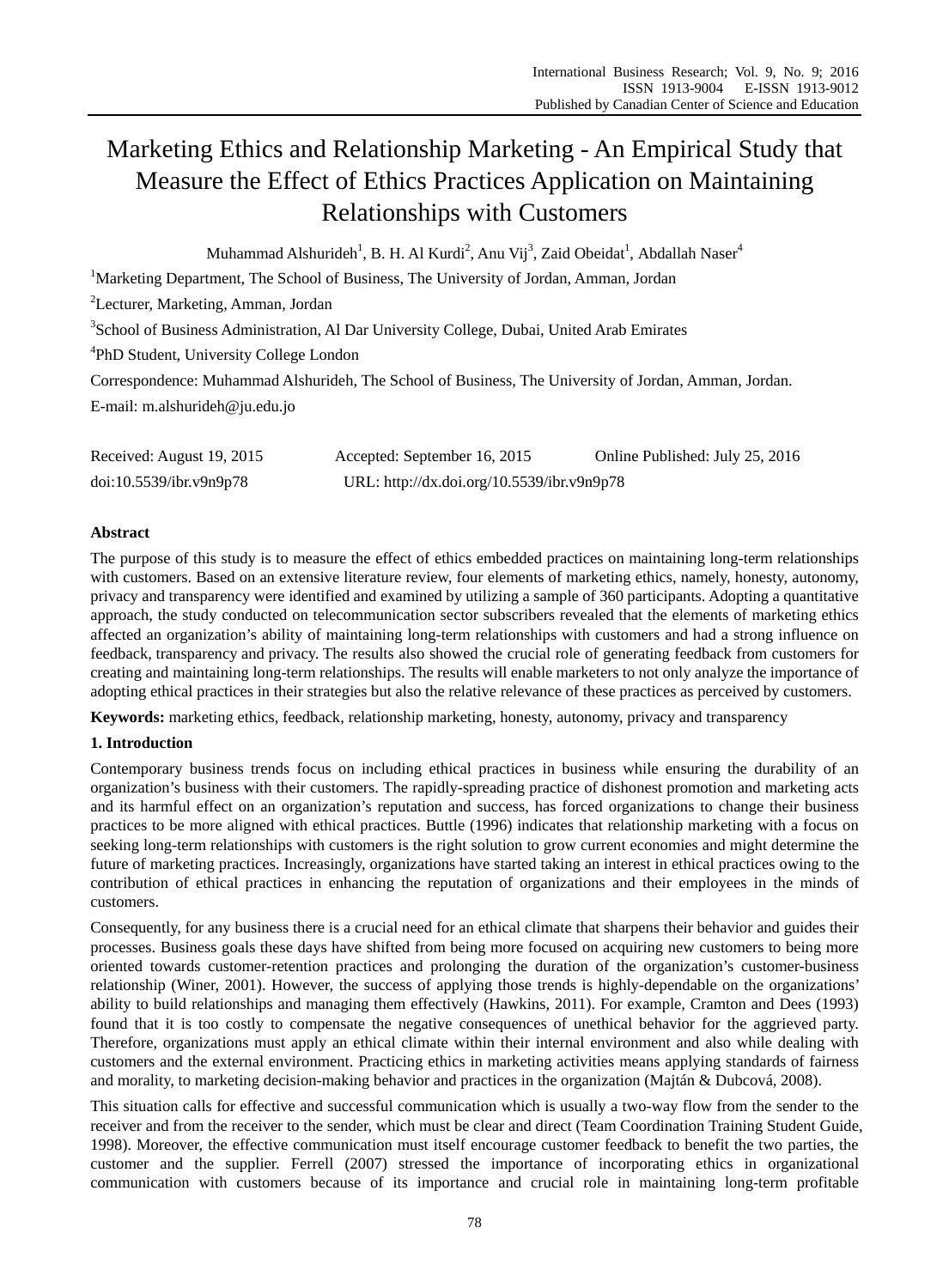# Marketing Ethics and Relationship Marketing - An Empirical Study that Measure the Effect of Ethics Practices Application on Maintaining Relationships with Customers

Muhammad Alshurideh[1], B. H. Al Kurdi[2], Anu Vij[3], Zaid Obeidat[1], Abdallah Naser[4]

[1]Marketing Department, The School of Business, The University of Jordan, Amman, Jordan

[2]Lecturer, Marketing, Amman, Jordan

[3]School of Business Administration, Al Dar University College, Dubai, United Arab Emirates

[4]PhD Student, University College London

Correspondence: Muhammad Alshurideh, The School of Business, The University of Jordan, Amman, Jordan.

E-mail: m.alshurideh@ju.edu.jo

Received: August 19, 2015 Accepted: September 16, 2015 Online Published: July 25, 2016

doi:10.5539/ibr.v9n9p78 URL: http://dx.doi.org/10.5539/ibr.v9n9p78

## Abstract

The purpose of this study is to measure the effect of ethics embedded practices on maintaining long-term relationships with customers. Based on an extensive literature review, four elements of marketing ethics, namely, honesty, autonomy, privacy and transparency were identified and examined by utilizing a sample of 360 participants. Adopting a quantitative approach, the study conducted on telecommunication sector subscribers revealed that the elements of marketing ethics affected an organization's ability of maintaining long-term relationships with customers and had a strong influence on feedback, transparency and privacy. The results also showed the crucial role of generating feedback from customers for creating and maintaining long-term relationships. The results will enable marketers to not only analyze the importance of adopting ethical practices in their strategies but also the relative relevance of these practices as perceived by customers.

**Keywords:** marketing ethics, feedback, relationship marketing, honesty, autonomy, privacy and transparency

## 1. Introduction

Contemporary business trends focus on including ethical practices in business while ensuring the durability of an organization's business with their customers. The rapidly-spreading practice of dishonest promotion and marketing acts and its harmful effect on an organization's reputation and success, has forced organizations to change their business practices to be more aligned with ethical practices. Buttle (1996) indicates that relationship marketing with a focus on seeking long-term relationships with customers is the right solution to grow current economies and might determine the future of marketing practices. Increasingly, organizations have started taking an interest in ethical practices owing to the contribution of ethical practices in enhancing the reputation of organizations and their employees in the minds of customers.

Consequently, for any business there is a crucial need for an ethical climate that sharpens their behavior and guides their processes. Business goals these days have shifted from being more focused on acquiring new customers to being more oriented towards customer-retention practices and prolonging the duration of the organization's customer-business relationship (Winer, 2001). However, the success of applying those trends is highly-dependable on the organizations' ability to build relationships and managing them effectively (Hawkins, 2011). For example, Cramton and Dees (1993) found that it is too costly to compensate the negative consequences of unethical behavior for the aggrieved party. Therefore, organizations must apply an ethical climate within their internal environment and also while dealing with customers and the external environment. Practicing ethics in marketing activities means applying standards of fairness and morality, to marketing decision-making behavior and practices in the organization (Majtán & Dubcová, 2008).

This situation calls for effective and successful communication which is usually a two-way flow from the sender to the receiver and from the receiver to the sender, which must be clear and direct (Team Coordination Training Student Guide, 1998). Moreover, the effective communication must itself encourage customer feedback to benefit the two parties, the customer and the supplier. Ferrell (2007) stressed the importance of incorporating ethics in organizational communication with customers because of its importance and crucial role in maintaining long-term profitable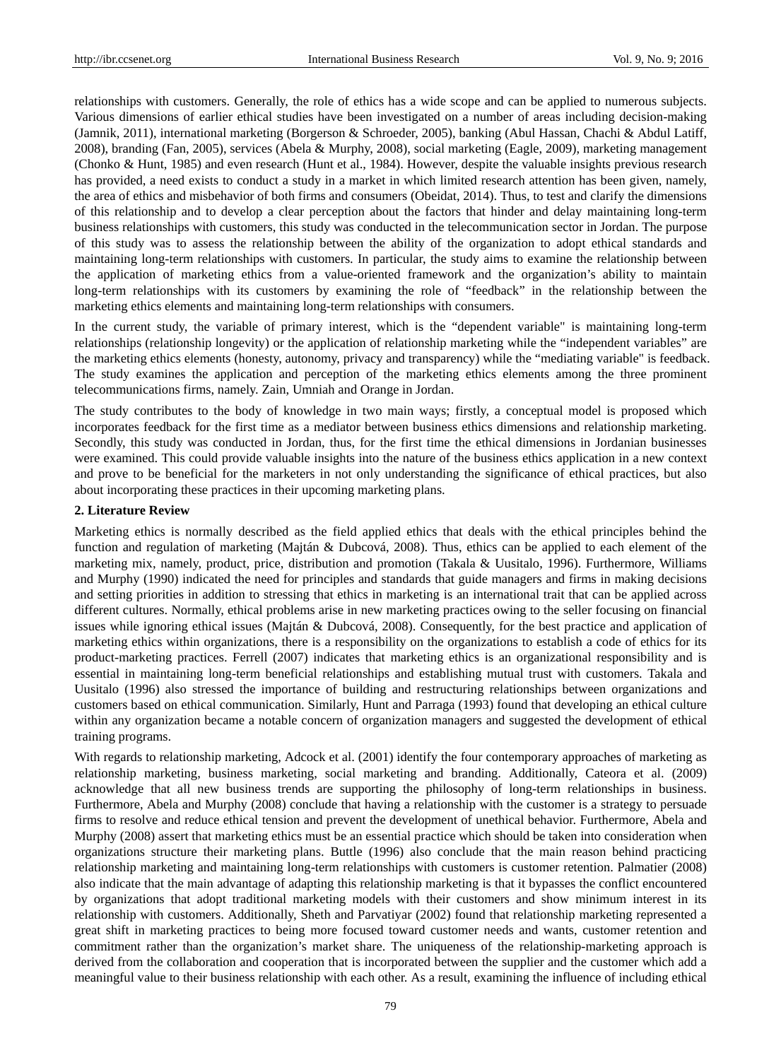relationships with customers. Generally, the role of ethics has a wide scope and can be applied to numerous subjects. Various dimensions of earlier ethical studies have been investigated on a number of areas including decision-making (Jamnik, 2011), international marketing (Borgerson & Schroeder, 2005), banking (Abul Hassan, Chachi & Abdul Latiff, 2008), branding (Fan, 2005), services (Abela & Murphy, 2008), social marketing (Eagle, 2009), marketing management (Chonko & Hunt, 1985) and even research (Hunt et al., 1984). However, despite the valuable insights previous research has provided, a need exists to conduct a study in a market in which limited research attention has been given, namely, the area of ethics and misbehavior of both firms and consumers (Obeidat, 2014). Thus, to test and clarify the dimensions of this relationship and to develop a clear perception about the factors that hinder and delay maintaining long-term business relationships with customers, this study was conducted in the telecommunication sector in Jordan. The purpose of this study was to assess the relationship between the ability of the organization to adopt ethical standards and maintaining long-term relationships with customers. In particular, the study aims to examine the relationship between the application of marketing ethics from a value-oriented framework and the organization's ability to maintain long-term relationships with its customers by examining the role of "feedback" in the relationship between the marketing ethics elements and maintaining long-term relationships with consumers.

In the current study, the variable of primary interest, which is the "dependent variable" is maintaining long-term relationships (relationship longevity) or the application of relationship marketing while the "independent variables" are the marketing ethics elements (honesty, autonomy, privacy and transparency) while the "mediating variable" is feedback. The study examines the application and perception of the marketing ethics elements among the three prominent telecommunications firms, namely. Zain, Umniah and Orange in Jordan.

The study contributes to the body of knowledge in two main ways; firstly, a conceptual model is proposed which incorporates feedback for the first time as a mediator between business ethics dimensions and relationship marketing. Secondly, this study was conducted in Jordan, thus, for the first time the ethical dimensions in Jordanian businesses were examined. This could provide valuable insights into the nature of the business ethics application in a new context and prove to be beneficial for the marketers in not only understanding the significance of ethical practices, but also about incorporating these practices in their upcoming marketing plans.

## 2. Literature Review

Marketing ethics is normally described as the field applied ethics that deals with the ethical principles behind the function and regulation of marketing (Majtán & Dubcová, 2008). Thus, ethics can be applied to each element of the marketing mix, namely, product, price, distribution and promotion (Takala & Uusitalo, 1996). Furthermore, Williams and Murphy (1990) indicated the need for principles and standards that guide managers and firms in making decisions and setting priorities in addition to stressing that ethics in marketing is an international trait that can be applied across different cultures. Normally, ethical problems arise in new marketing practices owing to the seller focusing on financial issues while ignoring ethical issues (Majtán & Dubcová, 2008). Consequently, for the best practice and application of marketing ethics within organizations, there is a responsibility on the organizations to establish a code of ethics for its product-marketing practices. Ferrell (2007) indicates that marketing ethics is an organizational responsibility and is essential in maintaining long-term beneficial relationships and establishing mutual trust with customers. Takala and Uusitalo (1996) also stressed the importance of building and restructuring relationships between organizations and customers based on ethical communication. Similarly, Hunt and Parraga (1993) found that developing an ethical culture within any organization became a notable concern of organization managers and suggested the development of ethical training programs.

With regards to relationship marketing, Adcock et al. (2001) identify the four contemporary approaches of marketing as relationship marketing, business marketing, social marketing and branding. Additionally, Cateora et al. (2009) acknowledge that all new business trends are supporting the philosophy of long-term relationships in business. Furthermore, Abela and Murphy (2008) conclude that having a relationship with the customer is a strategy to persuade firms to resolve and reduce ethical tension and prevent the development of unethical behavior. Furthermore, Abela and Murphy (2008) assert that marketing ethics must be an essential practice which should be taken into consideration when organizations structure their marketing plans. Buttle (1996) also conclude that the main reason behind practicing relationship marketing and maintaining long-term relationships with customers is customer retention. Palmatier (2008) also indicate that the main advantage of adapting this relationship marketing is that it bypasses the conflict encountered by organizations that adopt traditional marketing models with their customers and show minimum interest in its relationship with customers. Additionally, Sheth and Parvatiyar (2002) found that relationship marketing represented a great shift in marketing practices to being more focused toward customer needs and wants, customer retention and commitment rather than the organization's market share. The uniqueness of the relationship-marketing approach is derived from the collaboration and cooperation that is incorporated between the supplier and the customer which add a meaningful value to their business relationship with each other. As a result, examining the influence of including ethical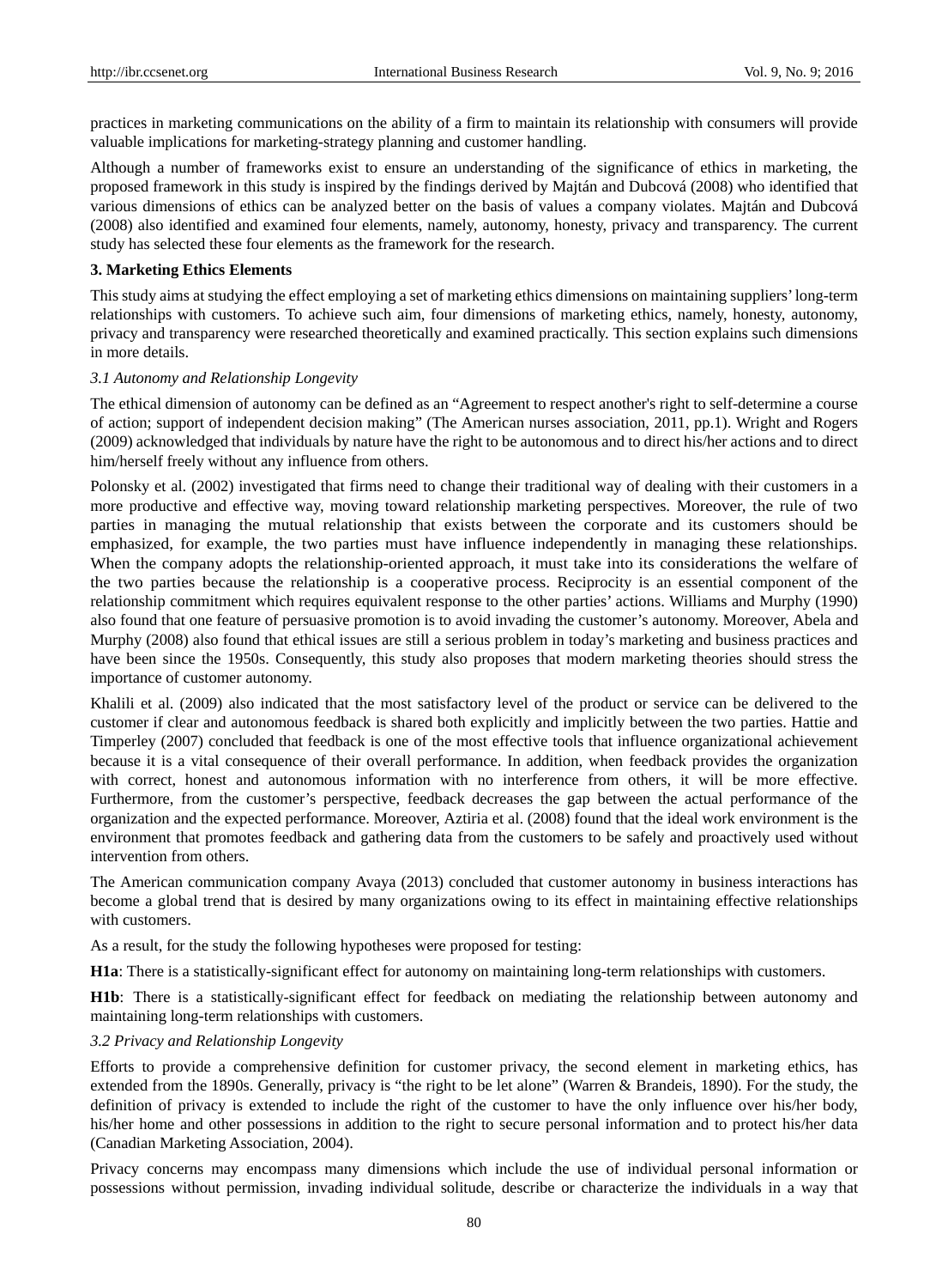practices in marketing communications on the ability of a firm to maintain its relationship with consumers will provide valuable implications for marketing-strategy planning and customer handling.

Although a number of frameworks exist to ensure an understanding of the significance of ethics in marketing, the proposed framework in this study is inspired by the findings derived by Majtán and Dubcová (2008) who identified that various dimensions of ethics can be analyzed better on the basis of values a company violates. Majtán and Dubcová (2008) also identified and examined four elements, namely, autonomy, honesty, privacy and transparency. The current study has selected these four elements as the framework for the research.

## 3. Marketing Ethics Elements

This study aims at studying the effect employing a set of marketing ethics dimensions on maintaining suppliers' long-term relationships with customers. To achieve such aim, four dimensions of marketing ethics, namely, honesty, autonomy, privacy and transparency were researched theoretically and examined practically. This section explains such dimensions in more details.

### *3.1 Autonomy and Relationship Longevity*

The ethical dimension of autonomy can be defined as an "Agreement to respect another's right to self-determine a course of action; support of independent decision making" (The American nurses association, 2011, pp.1). Wright and Rogers (2009) acknowledged that individuals by nature have the right to be autonomous and to direct his/her actions and to direct him/herself freely without any influence from others.

Polonsky et al. (2002) investigated that firms need to change their traditional way of dealing with their customers in a more productive and effective way, moving toward relationship marketing perspectives. Moreover, the rule of two parties in managing the mutual relationship that exists between the corporate and its customers should be emphasized, for example, the two parties must have influence independently in managing these relationships. When the company adopts the relationship-oriented approach, it must take into its considerations the welfare of the two parties because the relationship is a cooperative process. Reciprocity is an essential component of the relationship commitment which requires equivalent response to the other parties' actions. Williams and Murphy (1990) also found that one feature of persuasive promotion is to avoid invading the customer's autonomy. Moreover, Abela and Murphy (2008) also found that ethical issues are still a serious problem in today's marketing and business practices and have been since the 1950s. Consequently, this study also proposes that modern marketing theories should stress the importance of customer autonomy.

Khalili et al. (2009) also indicated that the most satisfactory level of the product or service can be delivered to the customer if clear and autonomous feedback is shared both explicitly and implicitly between the two parties. Hattie and Timperley (2007) concluded that feedback is one of the most effective tools that influence organizational achievement because it is a vital consequence of their overall performance. In addition, when feedback provides the organization with correct, honest and autonomous information with no interference from others, it will be more effective. Furthermore, from the customer's perspective, feedback decreases the gap between the actual performance of the organization and the expected performance. Moreover, Aztiria et al. (2008) found that the ideal work environment is the environment that promotes feedback and gathering data from the customers to be safely and proactively used without intervention from others.

The American communication company Avaya (2013) concluded that customer autonomy in business interactions has become a global trend that is desired by many organizations owing to its effect in maintaining effective relationships with customers.

As a result, for the study the following hypotheses were proposed for testing:

**H1a**: There is a statistically-significant effect for autonomy on maintaining long-term relationships with customers.

**H1b**: There is a statistically-significant effect for feedback on mediating the relationship between autonomy and maintaining long-term relationships with customers.

### *3.2 Privacy and Relationship Longevity*

Efforts to provide a comprehensive definition for customer privacy, the second element in marketing ethics, has extended from the 1890s. Generally, privacy is "the right to be let alone" (Warren & Brandeis, 1890). For the study, the definition of privacy is extended to include the right of the customer to have the only influence over his/her body, his/her home and other possessions in addition to the right to secure personal information and to protect his/her data (Canadian Marketing Association, 2004).

Privacy concerns may encompass many dimensions which include the use of individual personal information or possessions without permission, invading individual solitude, describe or characterize the individuals in a way that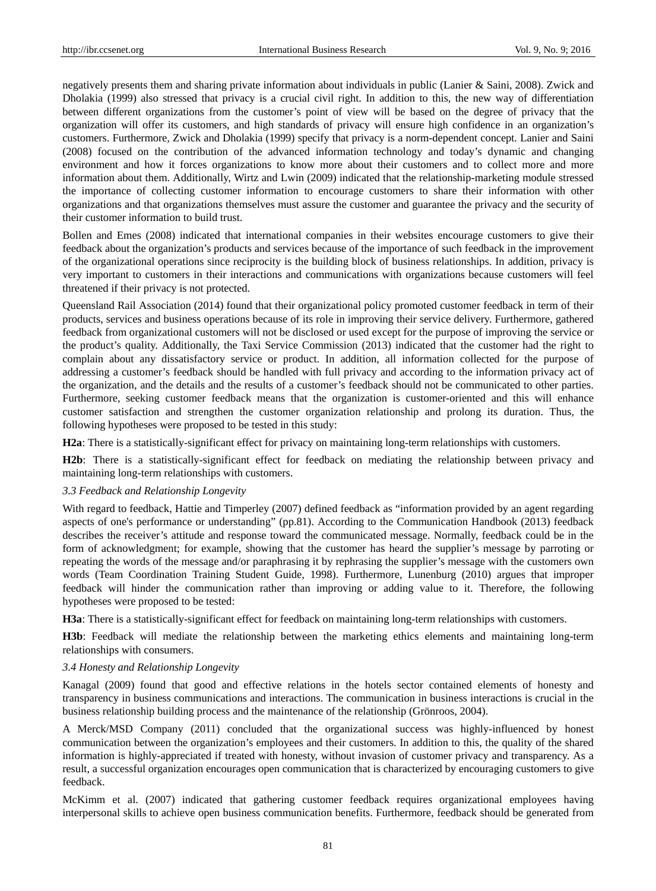negatively presents them and sharing private information about individuals in public (Lanier & Saini, 2008). Zwick and Dholakia (1999) also stressed that privacy is a crucial civil right. In addition to this, the new way of differentiation between different organizations from the customer's point of view will be based on the degree of privacy that the organization will offer its customers, and high standards of privacy will ensure high confidence in an organization's customers. Furthermore, Zwick and Dholakia (1999) specify that privacy is a norm-dependent concept. Lanier and Saini (2008) focused on the contribution of the advanced information technology and today's dynamic and changing environment and how it forces organizations to know more about their customers and to collect more and more information about them. Additionally, Wirtz and Lwin (2009) indicated that the relationship-marketing module stressed the importance of collecting customer information to encourage customers to share their information with other organizations and that organizations themselves must assure the customer and guarantee the privacy and the security of their customer information to build trust.

Bollen and Emes (2008) indicated that international companies in their websites encourage customers to give their feedback about the organization's products and services because of the importance of such feedback in the improvement of the organizational operations since reciprocity is the building block of business relationships. In addition, privacy is very important to customers in their interactions and communications with organizations because customers will feel threatened if their privacy is not protected.

Queensland Rail Association (2014) found that their organizational policy promoted customer feedback in term of their products, services and business operations because of its role in improving their service delivery. Furthermore, gathered feedback from organizational customers will not be disclosed or used except for the purpose of improving the service or the product's quality. Additionally, the Taxi Service Commission (2013) indicated that the customer had the right to complain about any dissatisfactory service or product. In addition, all information collected for the purpose of addressing a customer's feedback should be handled with full privacy and according to the information privacy act of the organization, and the details and the results of a customer's feedback should not be communicated to other parties. Furthermore, seeking customer feedback means that the organization is customer-oriented and this will enhance customer satisfaction and strengthen the customer organization relationship and prolong its duration. Thus, the following hypotheses were proposed to be tested in this study:

**H2a**: There is a statistically-significant effect for privacy on maintaining long-term relationships with customers.

**H2b**: There is a statistically-significant effect for feedback on mediating the relationship between privacy and maintaining long-term relationships with customers.

### *3.3 Feedback and Relationship Longevity*

With regard to feedback, Hattie and Timperley (2007) defined feedback as "information provided by an agent regarding aspects of one's performance or understanding" (pp.81). According to the Communication Handbook (2013) feedback describes the receiver's attitude and response toward the communicated message. Normally, feedback could be in the form of acknowledgment; for example, showing that the customer has heard the supplier's message by parroting or repeating the words of the message and/or paraphrasing it by rephrasing the supplier's message with the customers own words (Team Coordination Training Student Guide, 1998). Furthermore, Lunenburg (2010) argues that improper feedback will hinder the communication rather than improving or adding value to it. Therefore, the following hypotheses were proposed to be tested:

**H3a**: There is a statistically-significant effect for feedback on maintaining long-term relationships with customers.

**H3b**: Feedback will mediate the relationship between the marketing ethics elements and maintaining long-term relationships with consumers.

### *3.4 Honesty and Relationship Longevity*

Kanagal (2009) found that good and effective relations in the hotels sector contained elements of honesty and transparency in business communications and interactions. The communication in business interactions is crucial in the business relationship building process and the maintenance of the relationship (Grönroos, 2004).

A Merck/MSD Company (2011) concluded that the organizational success was highly-influenced by honest communication between the organization's employees and their customers. In addition to this, the quality of the shared information is highly-appreciated if treated with honesty, without invasion of customer privacy and transparency. As a result, a successful organization encourages open communication that is characterized by encouraging customers to give feedback.

McKimm et al. (2007) indicated that gathering customer feedback requires organizational employees having interpersonal skills to achieve open business communication benefits. Furthermore, feedback should be generated from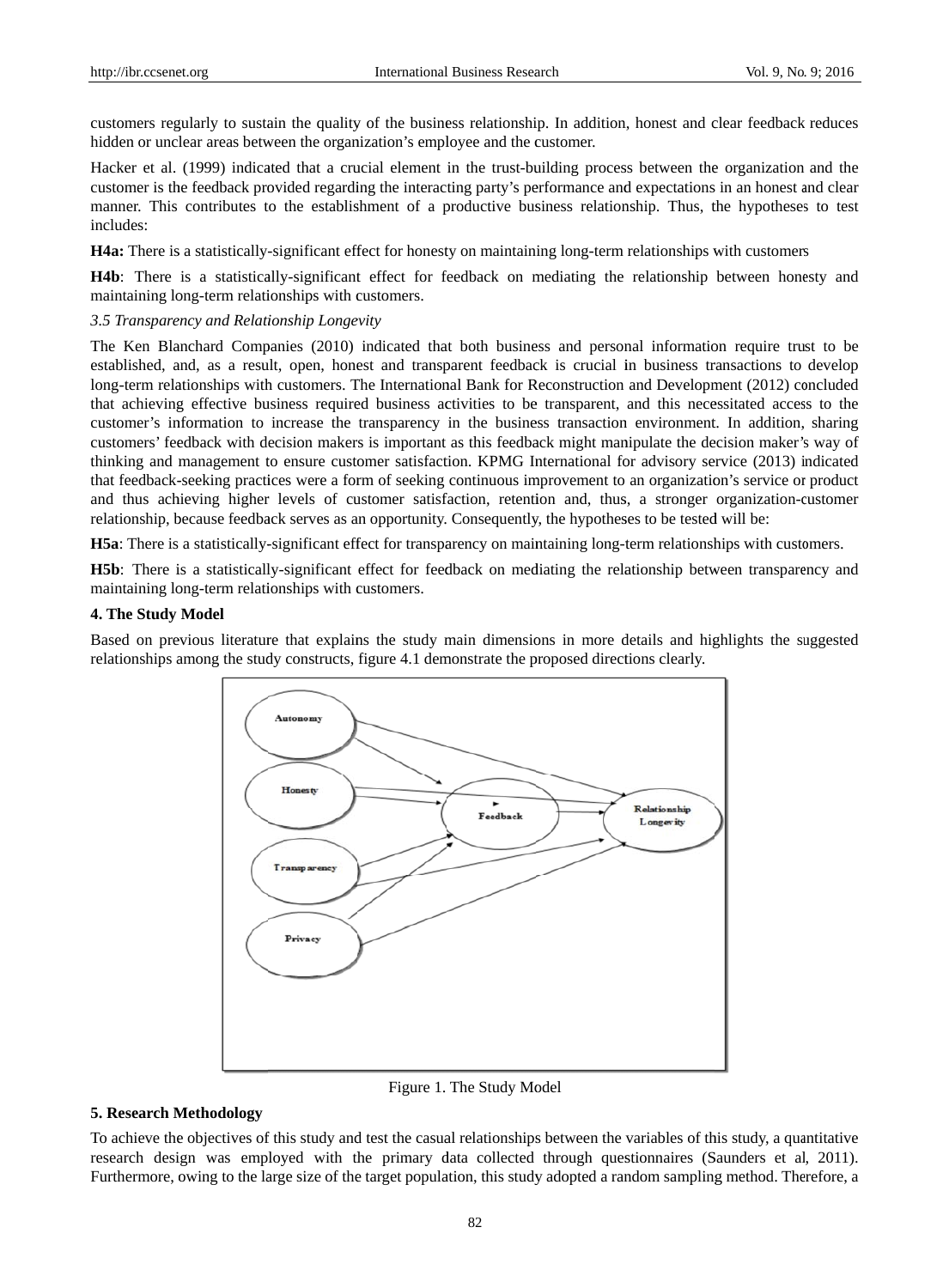customers regularly to sustain the quality of the business relationship. In addition, honest and clear feedback reduces hidden or unclear areas between the organization's employee and the customer.

Hacker et al. (1999) indicated that a crucial element in the trust-building process between the organization and the customer is the feedback provided regarding the interacting party's performance and expectations in an honest and clear manner. This contributes to the establishment of a productive business relationship. Thus, the hypotheses to test includes:

**H4a:** There is a statistically-significant effect for honesty on maintaining long-term relationships with customers

**H4b**: There is a statistically-significant effect for feedback on mediating the relationship between honesty and maintaining long-term relationships with customers.

*3.5 Transparency and Relationship Longevity*

The Ken Blanchard Companies (2010) indicated that both business and personal information require trust to be established, and, as a result, open, honest and transparent feedback is crucial in business transactions to develop long-term relationships with customers. The International Bank for Reconstruction and Development (2012) concluded that achieving effective business required business activities to be transparent, and this necessitated access to the customer's information to increase the transparency in the business transaction environment. In addition, sharing customers' feedback with decision makers is important as this feedback might manipulate the decision maker's way of thinking and management to ensure customer satisfaction. KPMG International for advisory service (2013) indicated that feedback-seeking practices were a form of seeking continuous improvement to an organization's service or product and thus achieving higher levels of customer satisfaction, retention and, thus, a stronger organization-customer relationship, because feedback serves as an opportunity. Consequently, the hypotheses to be tested will be:

**H5a**: There is a statistically-significant effect for transparency on maintaining long-term relationships with customers.

**H5b**: There is a statistically-significant effect for feedback on mediating the relationship between transparency and maintaining long-term relationships with customers.

## 4. The Study Model

Based on previous literature that explains the study main dimensions in more details and highlights the suggested relationships among the study constructs, figure 4.1 demonstrate the proposed directions clearly.

Figure 1. The Study Model

## 5. Research Methodology

To achieve the objectives of this study and test the casual relationships between the variables of this study, a quantitative research design was employed with the primary data collected through questionnaires (Saunders et al, 2011). Furthermore, owing to the large size of the target population, this study adopted a random sampling method. Therefore, a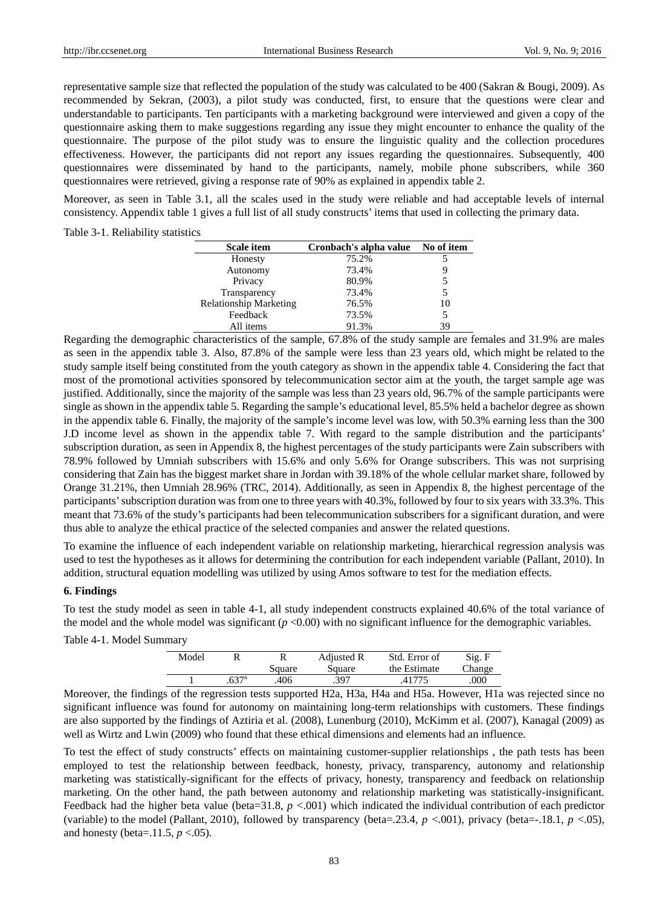representative sample size that reflected the population of the study was calculated to be 400 (Sakran & Bougi, 2009). As recommended by Sekran, (2003), a pilot study was conducted, first, to ensure that the questions were clear and understandable to participants. Ten participants with a marketing background were interviewed and given a copy of the questionnaire asking them to make suggestions regarding any issue they might encounter to enhance the quality of the questionnaire. The purpose of the pilot study was to ensure the linguistic quality and the collection procedures effectiveness. However, the participants did not report any issues regarding the questionnaires. Subsequently, 400 questionnaires were disseminated by hand to the participants, namely, mobile phone subscribers, while 360 questionnaires were retrieved, giving a response rate of 90% as explained in appendix table 2.

Moreover, as seen in Table 3.1, all the scales used in the study were reliable and had acceptable levels of internal consistency. Appendix table 1 gives a full list of all study constructs' items that used in collecting the primary data.

Table 3-1. Reliability statistics

| Scale item | Cronbach's alpha value | No of item |
|---|---|---|
| Honesty | 75.2% | 5 |
| Autonomy | 73.4% | 9 |
| Privacy | 80.9% | 5 |
| Transparency | 73.4% | 5 |
| Relationship Marketing | 76.5% | 10 |
| Feedback | 73.5% | 5 |
| All items | 91.3% | 39 |

Regarding the demographic characteristics of the sample, 67.8% of the study sample are females and 31.9% are males as seen in the appendix table 3. Also, 87.8% of the sample were less than 23 years old, which might be related to the study sample itself being constituted from the youth category as shown in the appendix table 4. Considering the fact that most of the promotional activities sponsored by telecommunication sector aim at the youth, the target sample age was justified. Additionally, since the majority of the sample was less than 23 years old, 96.7% of the sample participants were single as shown in the appendix table 5. Regarding the sample's educational level, 85.5% held a bachelor degree as shown in the appendix table 6. Finally, the majority of the sample's income level was low, with 50.3% earning less than the 300 J.D income level as shown in the appendix table 7. With regard to the sample distribution and the participants' subscription duration, as seen in Appendix 8, the highest percentages of the study participants were Zain subscribers with 78.9% followed by Umniah subscribers with 15.6% and only 5.6% for Orange subscribers. This was not surprising considering that Zain has the biggest market share in Jordan with 39.18% of the whole cellular market share, followed by Orange 31.21%, then Umniah 28.96% (TRC, 2014). Additionally, as seen in Appendix 8, the highest percentage of the participants' subscription duration was from one to three years with 40.3%, followed by four to six years with 33.3%. This meant that 73.6% of the study's participants had been telecommunication subscribers for a significant duration, and were thus able to analyze the ethical practice of the selected companies and answer the related questions.

To examine the influence of each independent variable on relationship marketing, hierarchical regression analysis was used to test the hypotheses as it allows for determining the contribution for each independent variable (Pallant, 2010). In addition, structural equation modelling was utilized by using Amos software to test for the mediation effects.

## 6. Findings

To test the study model as seen in table 4-1, all study independent constructs explained 40.6% of the total variance of the model and the whole model was significant (*p* <0.00) with no significant influence for the demographic variables.

Table 4-1. Model Summary

| Model | R | R Square | Adjusted R Square | Std. Error of the Estimate | Sig. F Change |
|---|---|---|---|---|---|
| 1 | .637[a] | .406 | .397 | .41775 | .000 |

Moreover, the findings of the regression tests supported H2a, H3a, H4a and H5a. However, H1a was rejected since no significant influence was found for autonomy on maintaining long-term relationships with customers. These findings are also supported by the findings of Aztiria et al. (2008), Lunenburg (2010), McKimm et al. (2007), Kanagal (2009) as well as Wirtz and Lwin (2009) who found that these ethical dimensions and elements had an influence.

To test the effect of study constructs' effects on maintaining customer-supplier relationships , the path tests has been employed to test the relationship between feedback, honesty, privacy, transparency, autonomy and relationship marketing was statistically-significant for the effects of privacy, honesty, transparency and feedback on relationship marketing. On the other hand, the path between autonomy and relationship marketing was statistically-insignificant. Feedback had the higher beta value (beta=31.8, *p* <.001) which indicated the individual contribution of each predictor (variable) to the model (Pallant, 2010), followed by transparency (beta=.23.4, *p* <.001), privacy (beta=-.18.1, *p* <.05), and honesty (beta=.11.5, *p* <.05).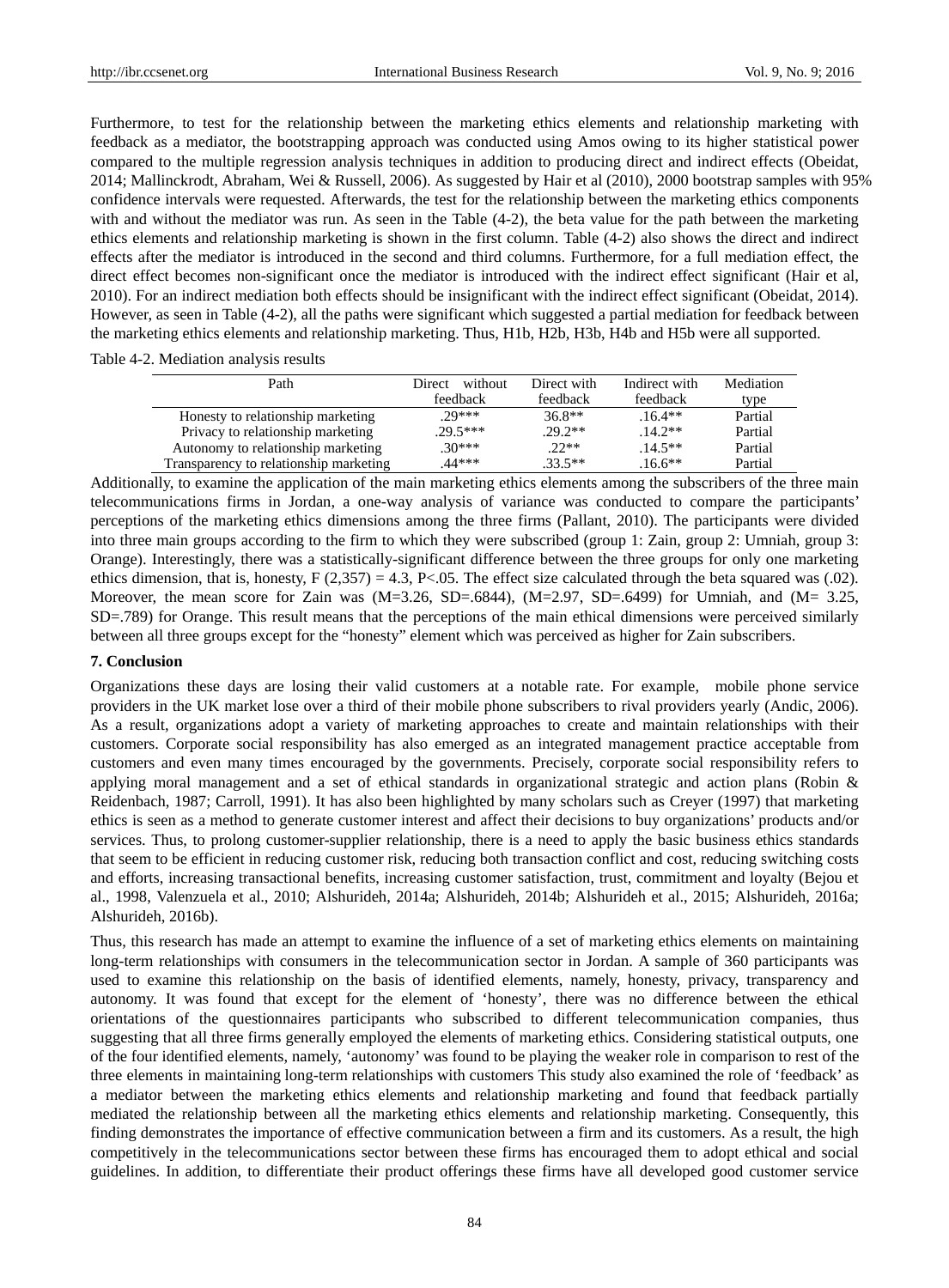Furthermore, to test for the relationship between the marketing ethics elements and relationship marketing with feedback as a mediator, the bootstrapping approach was conducted using Amos owing to its higher statistical power compared to the multiple regression analysis techniques in addition to producing direct and indirect effects (Obeidat, 2014; Mallinckrodt, Abraham, Wei & Russell, 2006). As suggested by Hair et al (2010), 2000 bootstrap samples with 95% confidence intervals were requested. Afterwards, the test for the relationship between the marketing ethics components with and without the mediator was run. As seen in the Table (4-2), the beta value for the path between the marketing ethics elements and relationship marketing is shown in the first column. Table (4-2) also shows the direct and indirect effects after the mediator is introduced in the second and third columns. Furthermore, for a full mediation effect, the direct effect becomes non-significant once the mediator is introduced with the indirect effect significant (Hair et al, 2010). For an indirect mediation both effects should be insignificant with the indirect effect significant (Obeidat, 2014). However, as seen in Table (4-2), all the paths were significant which suggested a partial mediation for feedback between the marketing ethics elements and relationship marketing. Thus, H1b, H2b, H3b, H4b and H5b were all supported.

Table 4-2. Mediation analysis results

| Path | Direct without feedback | Direct with feedback | Indirect with feedback | Mediation type |
|---|---|---|---|---|
| Honesty to relationship marketing | .29*** | 36.8** | .16.4** | Partial |
| Privacy to relationship marketing | .29.5*** | .29.2** | .14.2** | Partial |
| Autonomy to relationship marketing | .30*** | .22** | .14.5** | Partial |
| Transparency to relationship marketing | .44*** | .33.5** | .16.6** | Partial |

Additionally, to examine the application of the main marketing ethics elements among the subscribers of the three main telecommunications firms in Jordan, a one-way analysis of variance was conducted to compare the participants' perceptions of the marketing ethics dimensions among the three firms (Pallant, 2010). The participants were divided into three main groups according to the firm to which they were subscribed (group 1: Zain, group 2: Umniah, group 3: Orange). Interestingly, there was a statistically-significant difference between the three groups for only one marketing ethics dimension, that is, honesty, $F(2,357) = 4.3$, $P<.05$. The effect size calculated through the beta squared was (.02). Moreover, the mean score for Zain was (M=3.26, SD=.6844), (M=2.97, SD=.6499) for Umniah, and (M= 3.25, SD=.789) for Orange. This result means that the perceptions of the main ethical dimensions were perceived similarly between all three groups except for the "honesty" element which was perceived as higher for Zain subscribers.

## 7. Conclusion

Organizations these days are losing their valid customers at a notable rate. For example, mobile phone service providers in the UK market lose over a third of their mobile phone subscribers to rival providers yearly (Andic, 2006). As a result, organizations adopt a variety of marketing approaches to create and maintain relationships with their customers. Corporate social responsibility has also emerged as an integrated management practice acceptable from customers and even many times encouraged by the governments. Precisely, corporate social responsibility refers to applying moral management and a set of ethical standards in organizational strategic and action plans (Robin & Reidenbach, 1987; Carroll, 1991). It has also been highlighted by many scholars such as Creyer (1997) that marketing ethics is seen as a method to generate customer interest and affect their decisions to buy organizations' products and/or services. Thus, to prolong customer-supplier relationship, there is a need to apply the basic business ethics standards that seem to be efficient in reducing customer risk, reducing both transaction conflict and cost, reducing switching costs and efforts, increasing transactional benefits, increasing customer satisfaction, trust, commitment and loyalty (Bejou et al., 1998, Valenzuela et al., 2010; Alshurideh, 2014a; Alshurideh, 2014b; Alshurideh et al., 2015; Alshurideh, 2016a; Alshurideh, 2016b).

Thus, this research has made an attempt to examine the influence of a set of marketing ethics elements on maintaining long-term relationships with consumers in the telecommunication sector in Jordan. A sample of 360 participants was used to examine this relationship on the basis of identified elements, namely, honesty, privacy, transparency and autonomy. It was found that except for the element of 'honesty', there was no difference between the ethical orientations of the questionnaires participants who subscribed to different telecommunication companies, thus suggesting that all three firms generally employed the elements of marketing ethics. Considering statistical outputs, one of the four identified elements, namely, 'autonomy' was found to be playing the weaker role in comparison to rest of the three elements in maintaining long-term relationships with customers This study also examined the role of 'feedback' as a mediator between the marketing ethics elements and relationship marketing and found that feedback partially mediated the relationship between all the marketing ethics elements and relationship marketing. Consequently, this finding demonstrates the importance of effective communication between a firm and its customers. As a result, the high competitively in the telecommunications sector between these firms has encouraged them to adopt ethical and social guidelines. In addition, to differentiate their product offerings these firms have all developed good customer service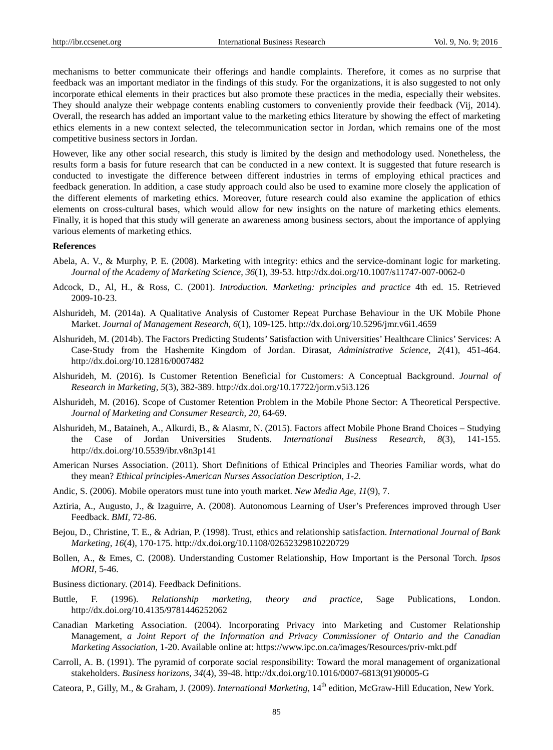mechanisms to better communicate their offerings and handle complaints. Therefore, it comes as no surprise that feedback was an important mediator in the findings of this study. For the organizations, it is also suggested to not only incorporate ethical elements in their practices but also promote these practices in the media, especially their websites. They should analyze their webpage contents enabling customers to conveniently provide their feedback (Vij, 2014). Overall, the research has added an important value to the marketing ethics literature by showing the effect of marketing ethics elements in a new context selected, the telecommunication sector in Jordan, which remains one of the most competitive business sectors in Jordan.

However, like any other social research, this study is limited by the design and methodology used. Nonetheless, the results form a basis for future research that can be conducted in a new context. It is suggested that future research is conducted to investigate the difference between different industries in terms of employing ethical practices and feedback generation. In addition, a case study approach could also be used to examine more closely the application of the different elements of marketing ethics. Moreover, future research could also examine the application of ethics elements on cross-cultural bases, which would allow for new insights on the nature of marketing ethics elements. Finally, it is hoped that this study will generate an awareness among business sectors, about the importance of applying various elements of marketing ethics.

**References**

Abela, A. V., & Murphy, P. E. (2008). Marketing with integrity: ethics and the service-dominant logic for marketing. *Journal of the Academy of Marketing Science, 36*(1), 39-53. http://dx.doi.org/10.1007/s11747-007-0062-0

Adcock, D., Al, H., & Ross, C. (2001). *Introduction. Marketing: principles and practice* 4th ed. 15. Retrieved 2009-10-23.

Alshurideh, M. (2014a). A Qualitative Analysis of Customer Repeat Purchase Behaviour in the UK Mobile Phone Market. *Journal of Management Research, 6*(1), 109-125. http://dx.doi.org/10.5296/jmr.v6i1.4659

Alshurideh, M. (2014b). The Factors Predicting Students' Satisfaction with Universities' Healthcare Clinics' Services: A Case-Study from the Hashemite Kingdom of Jordan. Dirasat, *Administrative Science*, *2*(41), 451-464. http://dx.doi.org/10.12816/0007482

Alshurideh, M. (2016). Is Customer Retention Beneficial for Customers: A Conceptual Background. *Journal of Research in Marketing, 5*(3), 382-389. http://dx.doi.org/10.17722/jorm.v5i3.126

Alshurideh, M. (2016). Scope of Customer Retention Problem in the Mobile Phone Sector: A Theoretical Perspective. *Journal of Marketing and Consumer Research, 20*, 64-69.

Alshurideh, M., Bataineh, A., Alkurdi, B., & Alasmr, N. (2015). Factors affect Mobile Phone Brand Choices – Studying the Case of Jordan Universities Students. *International Business Research, 8*(3), 141-155. http://dx.doi.org/10.5539/ibr.v8n3p141

American Nurses Association. (2011). Short Definitions of Ethical Principles and Theories Familiar words, what do they mean? *Ethical principles-American Nurses Association Description, 1-2*.

Andic, S. (2006). Mobile operators must tune into youth market. *New Media Age, 11*(9), 7.

Aztiria, A., Augusto, J., & Izaguirre, A. (2008). Autonomous Learning of User's Preferences improved through User Feedback. *BMI*, 72-86.

Bejou, D., Christine, T. E., & Adrian, P. (1998). Trust, ethics and relationship satisfaction. *International Journal of Bank Marketing*, *16*(4), 170-175. http://dx.doi.org/10.1108/02652329810220729

Bollen, A., & Emes, C. (2008). Understanding Customer Relationship, How Important is the Personal Torch. *Ipsos MORI*, 5-46.

Business dictionary. (2014). Feedback Definitions.

Buttle, F. (1996). *Relationship marketing, theory and practice*, Sage Publications, London. http://dx.doi.org/10.4135/9781446252062

Canadian Marketing Association. (2004). Incorporating Privacy into Marketing and Customer Relationship Management, *a Joint Report of the Information and Privacy Commissioner of Ontario and the Canadian Marketing Association*, 1-20. Available online at: https://www.ipc.on.ca/images/Resources/priv-mkt.pdf

Carroll, A. B. (1991). The pyramid of corporate social responsibility: Toward the moral management of organizational stakeholders. *Business horizons, 34*(4), 39-48. http://dx.doi.org/10.1016/0007-6813(91)90005-G

Cateora, P., Gilly, M., & Graham, J. (2009). *International Marketing*, 14th edition, McGraw-Hill Education, New York.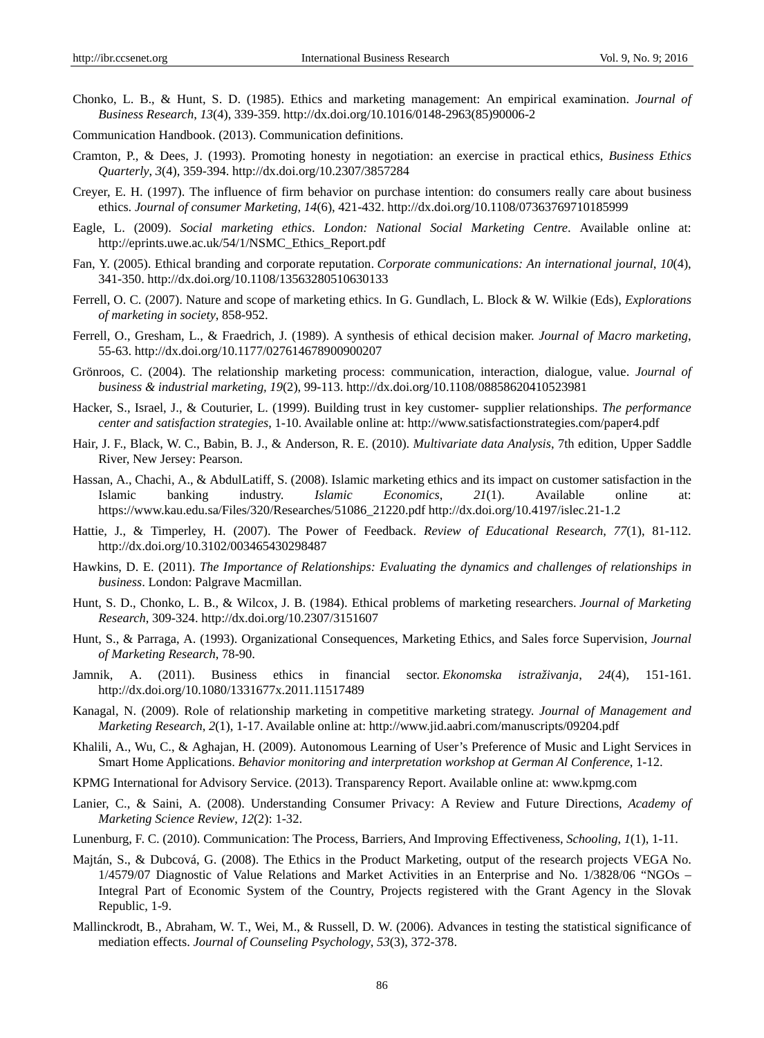Chonko, L. B., & Hunt, S. D. (1985). Ethics and marketing management: An empirical examination. *Journal of Business Research*, *13*(4), 339-359. http://dx.doi.org/10.1016/0148-2963(85)90006-2

Communication Handbook. (2013). Communication definitions.

Cramton, P., & Dees, J. (1993). Promoting honesty in negotiation: an exercise in practical ethics, *Business Ethics Quarterly*, *3*(4), 359-394. http://dx.doi.org/10.2307/3857284

Creyer, E. H. (1997). The influence of firm behavior on purchase intention: do consumers really care about business ethics. *Journal of consumer Marketing*, *14*(6), 421-432. http://dx.doi.org/10.1108/07363769710185999

Eagle, L. (2009). *Social marketing ethics*. *London: National Social Marketing Centre*. Available online at: http://eprints.uwe.ac.uk/54/1/NSMC_Ethics_Report.pdf

Fan, Y. (2005). Ethical branding and corporate reputation. *Corporate communications: An international journal*, *10*(4), 341-350. http://dx.doi.org/10.1108/13563280510630133

Ferrell, O. C. (2007). Nature and scope of marketing ethics. In G. Gundlach, L. Block & W. Wilkie (Eds), *Explorations of marketing in society*, 858-952.

Ferrell, O., Gresham, L., & Fraedrich, J. (1989). A synthesis of ethical decision maker. *Journal of Macro marketing*, 55-63. http://dx.doi.org/10.1177/027614678900900207

Grönroos, C. (2004). The relationship marketing process: communication, interaction, dialogue, value. *Journal of business & industrial marketing*, *19*(2), 99-113. http://dx.doi.org/10.1108/08858620410523981

Hacker, S., Israel, J., & Couturier, L. (1999). Building trust in key customer- supplier relationships. *The performance center and satisfaction strategies*, 1-10. Available online at: http://www.satisfactionstrategies.com/paper4.pdf

Hair, J. F., Black, W. C., Babin, B. J., & Anderson, R. E. (2010). *Multivariate data Analysis*, 7th edition, Upper Saddle River, New Jersey: Pearson.

Hassan, A., Chachi, A., & AbdulLatiff, S. (2008). Islamic marketing ethics and its impact on customer satisfaction in the Islamic banking industry. *Islamic Economics*, *21*(1). Available online at: https://www.kau.edu.sa/Files/320/Researches/51086_21220.pdf http://dx.doi.org/10.4197/islec.21-1.2

Hattie, J., & Timperley, H. (2007). The Power of Feedback. *Review of Educational Research*, *77*(1), 81-112. http://dx.doi.org/10.3102/003465430298487

Hawkins, D. E. (2011). *The Importance of Relationships: Evaluating the dynamics and challenges of relationships in business*. London: Palgrave Macmillan.

Hunt, S. D., Chonko, L. B., & Wilcox, J. B. (1984). Ethical problems of marketing researchers. *Journal of Marketing Research*, 309-324. http://dx.doi.org/10.2307/3151607

Hunt, S., & Parraga, A. (1993). Organizational Consequences, Marketing Ethics, and Sales force Supervision, *Journal of Marketing Research*, 78-90.

Jamnik, A. (2011). Business ethics in financial sector. *Ekonomska istraživanja*, *24*(4), 151-161. http://dx.doi.org/10.1080/1331677x.2011.11517489

Kanagal, N. (2009). Role of relationship marketing in competitive marketing strategy. *Journal of Management and Marketing Research*, *2*(1), 1-17. Available online at: http://www.jid.aabri.com/manuscripts/09204.pdf

Khalili, A., Wu, C., & Aghajan, H. (2009). Autonomous Learning of User's Preference of Music and Light Services in Smart Home Applications. *Behavior monitoring and interpretation workshop at German Al Conference*, 1-12.

KPMG International for Advisory Service. (2013). Transparency Report. Available online at: www.kpmg.com

Lanier, C., & Saini, A. (2008). Understanding Consumer Privacy: A Review and Future Directions, *Academy of Marketing Science Review*, *12*(2): 1-32.

Lunenburg, F. C. (2010). Communication: The Process, Barriers, And Improving Effectiveness, *Schooling*, *1*(1), 1-11.

Majtán, S., & Dubcová, G. (2008). The Ethics in the Product Marketing, output of the research projects VEGA No. 1/4579/07 Diagnostic of Value Relations and Market Activities in an Enterprise and No. 1/3828/06 "NGOs – Integral Part of Economic System of the Country, Projects registered with the Grant Agency in the Slovak Republic, 1-9.

Mallinckrodt, B., Abraham, W. T., Wei, M., & Russell, D. W. (2006). Advances in testing the statistical significance of mediation effects. *Journal of Counseling Psychology*, *53*(3), 372-378.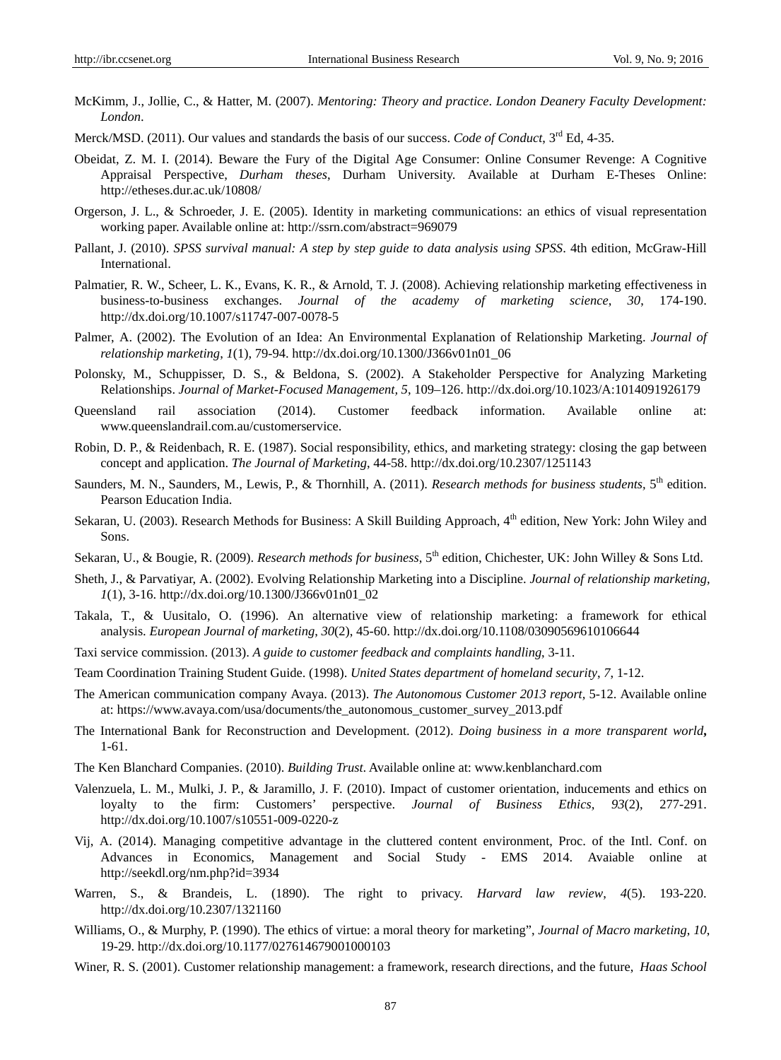McKimm, J., Jollie, C., & Hatter, M. (2007). *Mentoring: Theory and practice*. *London Deanery Faculty Development: London*.

Merck/MSD. (2011). Our values and standards the basis of our success. *Code of Conduct*, 3rd Ed, 4-35.

Obeidat, Z. M. I. (2014). Beware the Fury of the Digital Age Consumer: Online Consumer Revenge: A Cognitive Appraisal Perspective, *Durham theses*, Durham University. Available at Durham E-Theses Online: http://etheses.dur.ac.uk/10808/

Orgerson, J. L., & Schroeder, J. E. (2005). Identity in marketing communications: an ethics of visual representation working paper. Available online at: http://ssrn.com/abstract=969079

Pallant, J. (2010). *SPSS survival manual: A step by step guide to data analysis using SPSS*. 4th edition, McGraw-Hill International.

Palmatier, R. W., Scheer, L. K., Evans, K. R., & Arnold, T. J. (2008). Achieving relationship marketing effectiveness in business-to-business exchanges. *Journal of the academy of marketing science*, *30*, 174-190. http://dx.doi.org/10.1007/s11747-007-0078-5

Palmer, A. (2002). The Evolution of an Idea: An Environmental Explanation of Relationship Marketing. *Journal of relationship marketing*, *1*(1), 79-94. http://dx.doi.org/10.1300/J366v01n01_06

Polonsky, M., Schuppisser, D. S., & Beldona, S. (2002). A Stakeholder Perspective for Analyzing Marketing Relationships. *Journal of Market-Focused Management*, *5*, 109–126. http://dx.doi.org/10.1023/A:1014091926179

Queensland rail association (2014). Customer feedback information. Available online at: www.queenslandrail.com.au/customerservice.

Robin, D. P., & Reidenbach, R. E. (1987). Social responsibility, ethics, and marketing strategy: closing the gap between concept and application. *The Journal of Marketing*, 44-58. http://dx.doi.org/10.2307/1251143

Saunders, M. N., Saunders, M., Lewis, P., & Thornhill, A. (2011). *Research methods for business students*, 5th edition. Pearson Education India.

Sekaran, U. (2003). Research Methods for Business: A Skill Building Approach, 4th edition, New York: John Wiley and Sons.

Sekaran, U., & Bougie, R. (2009). *Research methods for business*, 5th edition, Chichester, UK: John Willey & Sons Ltd.

Sheth, J., & Parvatiyar, A. (2002). Evolving Relationship Marketing into a Discipline. *Journal of relationship marketing*, *1*(1), 3-16. http://dx.doi.org/10.1300/J366v01n01_02

Takala, T., & Uusitalo, O. (1996). An alternative view of relationship marketing: a framework for ethical analysis. *European Journal of marketing*, *30*(2), 45-60. http://dx.doi.org/10.1108/03090569610106644

Taxi service commission. (2013). *A guide to customer feedback and complaints handling*, 3-11.

Team Coordination Training Student Guide. (1998). *United States department of homeland security*, *7*, 1-12.

The American communication company Avaya. (2013). *The Autonomous Customer 2013 report*, 5-12. Available online at: https://www.avaya.com/usa/documents/the_autonomous_customer_survey_2013.pdf

The International Bank for Reconstruction and Development. (2012). *Doing business in a more transparent world***,** 1-61.

The Ken Blanchard Companies. (2010). *Building Trust*. Available online at: www.kenblanchard.com

Valenzuela, L. M., Mulki, J. P., & Jaramillo, J. F. (2010). Impact of customer orientation, inducements and ethics on loyalty to the firm: Customers' perspective. *Journal of Business Ethics*, *93*(2), 277-291. http://dx.doi.org/10.1007/s10551-009-0220-z

Vij, A. (2014). Managing competitive advantage in the cluttered content environment, Proc. of the Intl. Conf. on Advances in Economics, Management and Social Study - EMS 2014. Avaiable online at http://seekdl.org/nm.php?id=3934

Warren, S., & Brandeis, L. (1890). The right to privacy. *Harvard law review*, *4*(5). 193-220. http://dx.doi.org/10.2307/1321160

Williams, O., & Murphy, P. (1990). The ethics of virtue: a moral theory for marketing", *Journal of Macro marketing*, *10*, 19-29. http://dx.doi.org/10.1177/027614679001000103

Winer, R. S. (2001). Customer relationship management: a framework, research directions, and the future, *Haas School*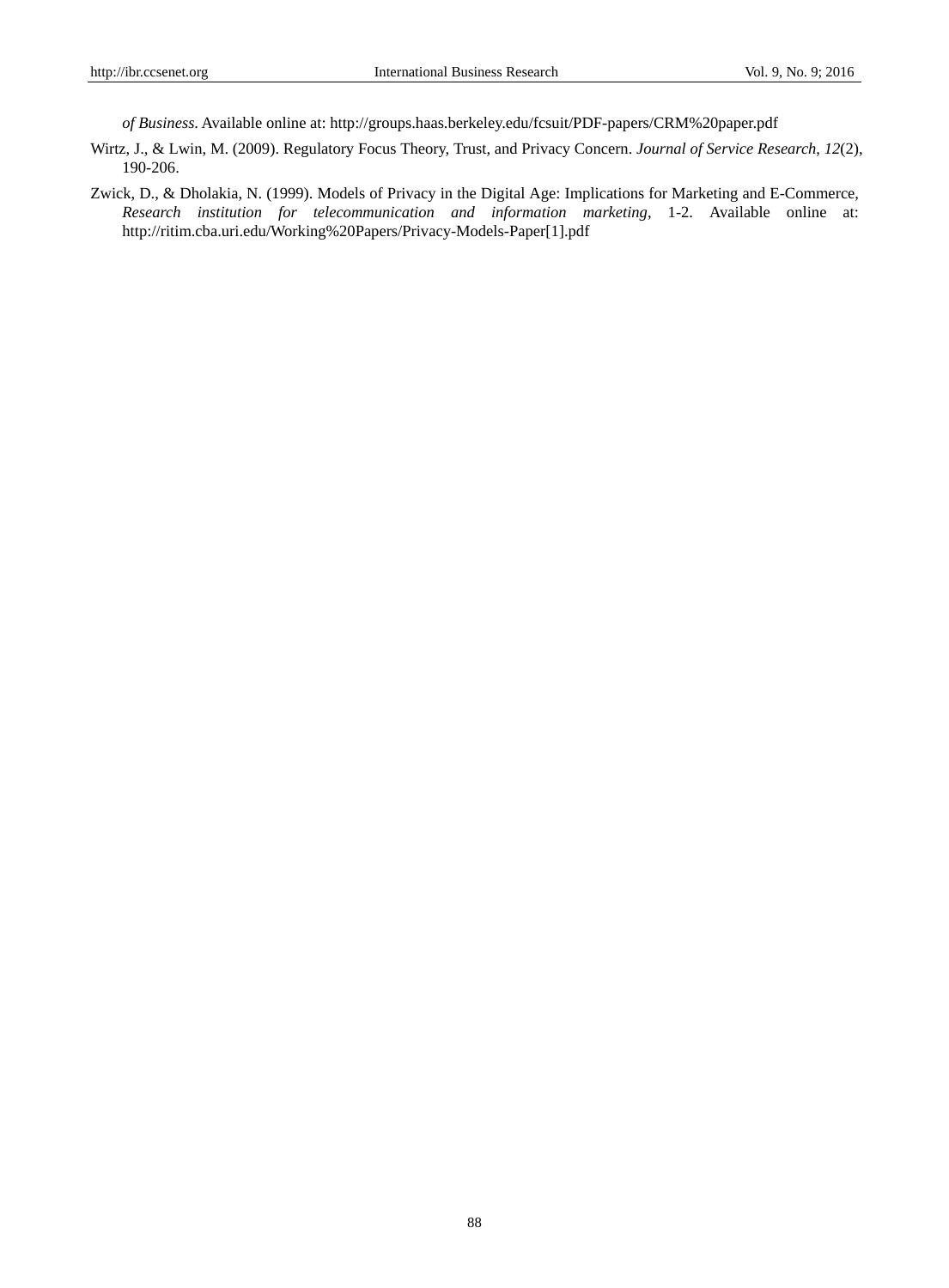*of Business*. Available online at: http://groups.haas.berkeley.edu/fcsuit/PDF-papers/CRM%20paper.pdf

Wirtz, J., & Lwin, M. (2009). Regulatory Focus Theory, Trust, and Privacy Concern. *Journal of Service Research, 12*(2), 190-206.

Zwick, D., & Dholakia, N. (1999). Models of Privacy in the Digital Age: Implications for Marketing and E-Commerce, *Research institution for telecommunication and information marketing*, 1-2. Available online at: http://ritim.cba.uri.edu/Working%20Papers/Privacy-Models-Paper[1].pdf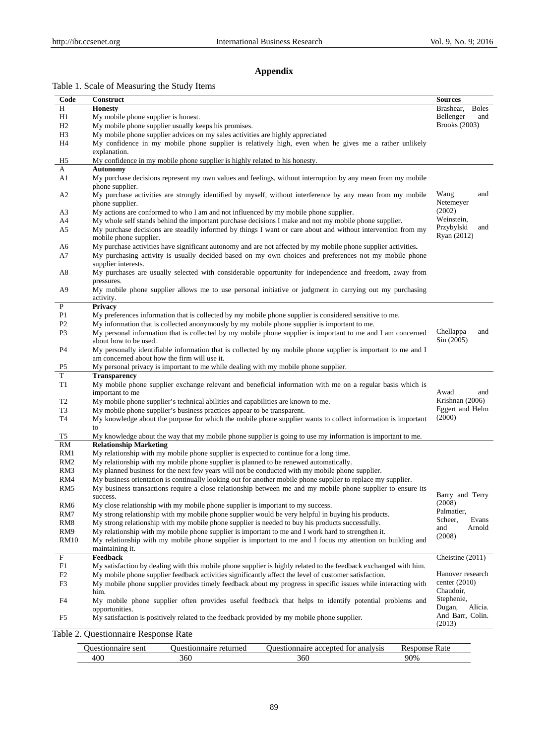## Appendix

Table 1. Scale of Measuring the Study Items

| Code | Construct | Sources |
|---|---|---|
| H | **Honesty** | Brashear, Boles Bellenger and Brooks (2003) |
| H1 | My mobile phone supplier is honest. | |
| H2 | My mobile phone supplier usually keeps his promises. | |
| H3 | My mobile phone supplier advices on my sales activities are highly appreciated | |
| H4 | My confidence in my mobile phone supplier is relatively high, even when he gives me a rather unlikely explanation. | |
| H5 | My confidence in my mobile phone supplier is highly related to his honesty. | |
| A | **Autonomy** | Wang and Netemeyer (2002) Weinstein, Przybylski and Ryan (2012) |
| A1 | My purchase decisions represent my own values and feelings, without interruption by any mean from my mobile phone supplier. | |
| A2 | My purchase activities are strongly identified by myself, without interference by any mean from my mobile phone supplier. | |
| A3 | My actions are conformed to who I am and not influenced by my mobile phone supplier. | |
| A4 | My whole self stands behind the important purchase decisions I make and not my mobile phone supplier. | |
| A5 | My purchase decisions are steadily informed by things I want or care about and without intervention from my mobile phone supplier. | |
| A6 | My purchase activities have significant autonomy and are not affected by my mobile phone supplier activities**.** | |
| A7 | My purchasing activity is usually decided based on my own choices and preferences not my mobile phone supplier interests. | |
| A8 | My purchases are usually selected with considerable opportunity for independence and freedom, away from pressures. | |
| A9 | My mobile phone supplier allows me to use personal initiative or judgment in carrying out my purchasing activity. | |
| P | **Privacy** | Chellappa and Sin (2005) |
| P1 | My preferences information that is collected by my mobile phone supplier is considered sensitive to me. | |
| P2 | My information that is collected anonymously by my mobile phone supplier is important to me. | |
| P3 | My personal information that is collected by my mobile phone supplier is important to me and I am concerned about how to be used. | |
| P4 | My personally identifiable information that is collected by my mobile phone supplier is important to me and I am concerned about how the firm will use it. | |
| P5 | My personal privacy is important to me while dealing with my mobile phone supplier. | |
| T | **Transparency** | Awad and Krishnan (2006) Eggert and Helm (2000) |
| T1 | My mobile phone supplier exchange relevant and beneficial information with me on a regular basis which is important to me | |
| T2 | My mobile phone supplier's technical abilities and capabilities are known to me. | |
| T3 | My mobile phone supplier's business practices appear to be transparent. | |
| T4 | My knowledge about the purpose for which the mobile phone supplier wants to collect information is important to | |
| T5 | My knowledge about the way that my mobile phone supplier is going to use my information is important to me. | |
| RM | **Relationship Marketing** | Barry and Terry (2008) Palmatier, Scheer, Evans and Arnold (2008) |
| RM1 | My relationship with my mobile phone supplier is expected to continue for a long time. | |
| RM2 | My relationship with my mobile phone supplier is planned to be renewed automatically. | |
| RM3 | My planned business for the next few years will not be conducted with my mobile phone supplier. | |
| RM4 | My business orientation is continually looking out for another mobile phone supplier to replace my supplier. | |
| RM5 | My business transactions require a close relationship between me and my mobile phone supplier to ensure its success. | |
| RM6 | My close relationship with my mobile phone supplier is important to my success. | |
| RM7 | My strong relationship with my mobile phone supplier would be very helpful in buying his products. | |
| RM8 | My strong relationship with my mobile phone supplier is needed to buy his products successfully. | |
| RM9 | My relationship with my mobile phone supplier is important to me and I work hard to strengthen it. | |
| RM10 | My relationship with my mobile phone supplier is important to me and I focus my attention on building and maintaining it. | |
| F | **Feedback** | Cheistine (2011) Hanover research center (2010) Chaudoir, Stephenie, Dugan, Alicia. And Barr, Colin. (2013) |
| F1 | My satisfaction by dealing with this mobile phone supplier is highly related to the feedback exchanged with him. | |
| F2 | My mobile phone supplier feedback activities significantly affect the level of customer satisfaction. | |
| F3 | My mobile phone supplier provides timely feedback about my progress in specific issues while interacting with him. | |
| F4 | My mobile phone supplier often provides useful feedback that helps to identify potential problems and opportunities. | |
| F5 | My satisfaction is positively related to the feedback provided by my mobile phone supplier. | |

Table 2. Questionnaire Response Rate

| Questionnaire sent | Questionnaire returned | Questionnaire accepted for analysis | Response Rate |
|---|---|---|---|
| 400 | 360 | 360 | 90% |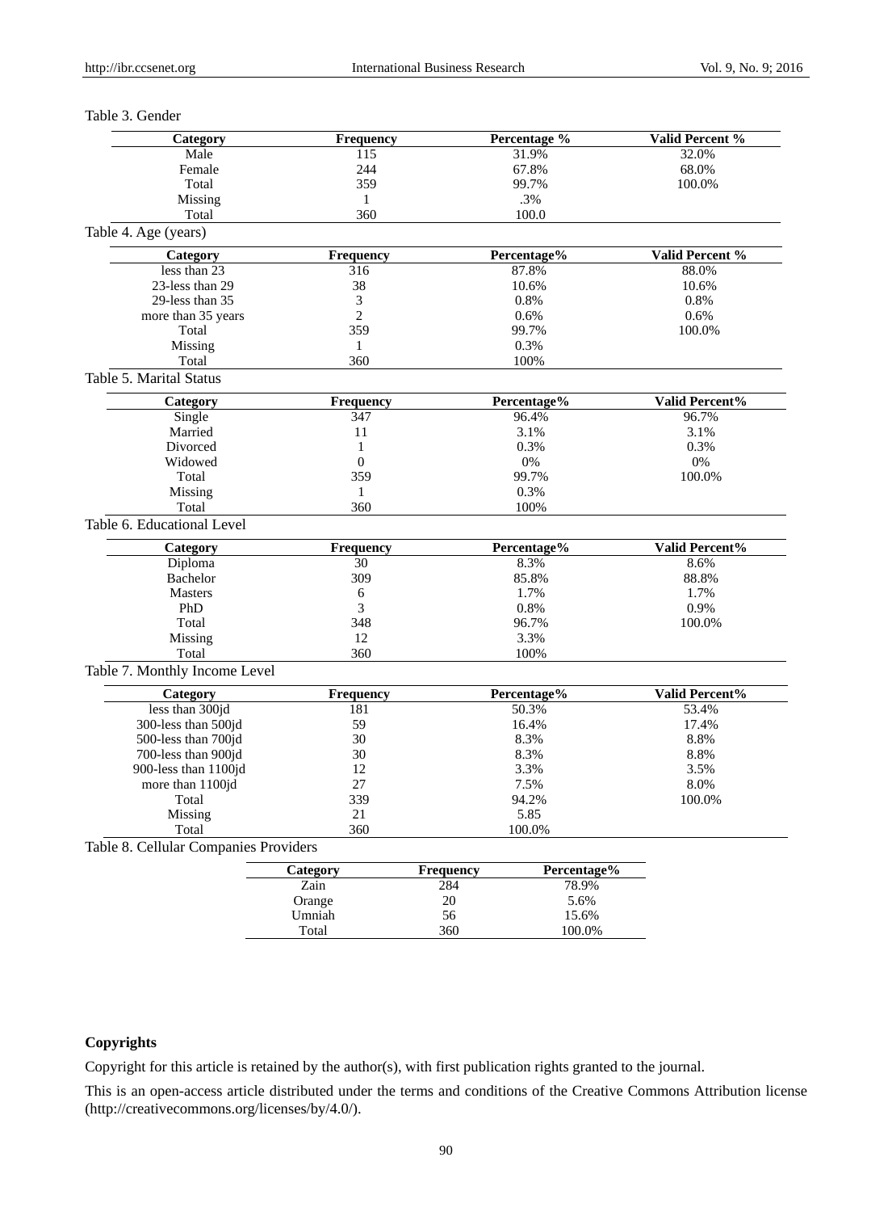Table 3. Gender

| Category | Frequency | Percentage % | Valid Percent % |
|---|---|---|---|
| Male | 115 | 31.9% | 32.0% |
| Female | 244 | 67.8% | 68.0% |
| Total | 359 | 99.7% | 100.0% |
| Missing | 1 | .3% | |
| Total | 360 | 100.0 | |

Table 4. Age (years)

| Category | Frequency | Percentage% | Valid Percent % |
|---|---|---|---|
| less than 23 | 316 | 87.8% | 88.0% |
| 23-less than 29 | 38 | 10.6% | 10.6% |
| 29-less than 35 | 3 | 0.8% | 0.8% |
| more than 35 years | 2 | 0.6% | 0.6% |
| Total | 359 | 99.7% | 100.0% |
| Missing | 1 | 0.3% | |
| Total | 360 | 100% | |

Table 5. Marital Status

| Category | Frequency | Percentage% | Valid Percent% |
|---|---|---|---|
| Single | 347 | 96.4% | 96.7% |
| Married | 11 | 3.1% | 3.1% |
| Divorced | 1 | 0.3% | 0.3% |
| Widowed | 0 | 0% | 0% |
| Total | 359 | 99.7% | 100.0% |
| Missing | 1 | 0.3% | |
| Total | 360 | 100% | |

Table 6. Educational Level

| Category | Frequency | Percentage% | Valid Percent% |
|---|---|---|---|
| Diploma | 30 | 8.3% | 8.6% |
| Bachelor | 309 | 85.8% | 88.8% |
| Masters | 6 | 1.7% | 1.7% |
| PhD | 3 | 0.8% | 0.9% |
| Total | 348 | 96.7% | 100.0% |
| Missing | 12 | 3.3% | |
| Total | 360 | 100% | |

Table 7. Monthly Income Level

| Category | Frequency | Percentage% | Valid Percent% |
|---|---|---|---|
| less than 300jd | 181 | 50.3% | 53.4% |
| 300-less than 500jd | 59 | 16.4% | 17.4% |
| 500-less than 700jd | 30 | 8.3% | 8.8% |
| 700-less than 900jd | 30 | 8.3% | 8.8% |
| 900-less than 1100jd | 12 | 3.3% | 3.5% |
| more than 1100jd | 27 | 7.5% | 8.0% |
| Total | 339 | 94.2% | 100.0% |
| Missing | 21 | 5.85 | |
| Total | 360 | 100.0% | |

Table 8. Cellular Companies Providers

| Category | Frequency | Percentage% |
|---|---|---|
| Zain | 284 | 78.9% |
| Orange | 20 | 5.6% |
| Umniah | 56 | 15.6% |
| Total | 360 | 100.0% |

**Copyrights**

Copyright for this article is retained by the author(s), with first publication rights granted to the journal.

This is an open-access article distributed under the terms and conditions of the Creative Commons Attribution license (http://creativecommons.org/licenses/by/4.0/).